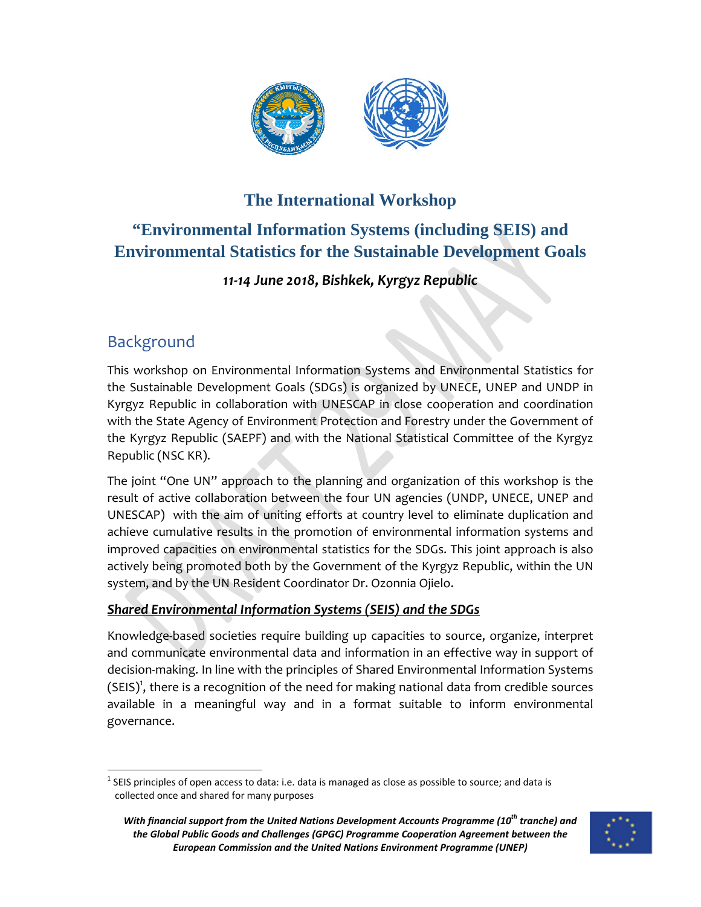# The International Workshop

## "Environmental Information Systems (including SEIS) and Environmental Statistics for the Sustainable Development Goals

***11-14 June 2018, Bishkek, Kyrgyz Republic***

## Background

This workshop on Environmental Information Systems and Environmental Statistics for the Sustainable Development Goals (SDGs) is organized by UNECE, UNEP and UNDP in Kyrgyz Republic in collaboration with UNESCAP in close cooperation and coordination with the State Agency of Environment Protection and Forestry under the Government of the Kyrgyz Republic (SAEPF) and with the National Statistical Committee of the Kyrgyz Republic (NSC KR).

The joint "One UN" approach to the planning and organization of this workshop is the result of active collaboration between the four UN agencies (UNDP, UNECE, UNEP and UNESCAP) with the aim of uniting efforts at country level to eliminate duplication and achieve cumulative results in the promotion of environmental information systems and improved capacities on environmental statistics for the SDGs. This joint approach is also actively being promoted both by the Government of the Kyrgyz Republic, within the UN system, and by the UN Resident Coordinator Dr. Ozonnia Ojielo.

### ***Shared Environmental Information Systems (SEIS) and the SDGs***

Knowledge-based societies require building up capacities to source, organize, interpret and communicate environmental data and information in an effective way in support of decision-making. In line with the principles of Shared Environmental Information Systems (SEIS)[1], there is a recognition of the need for making national data from credible sources available in a meaningful way and in a format suitable to inform environmental governance.

[1] SEIS principles of open access to data: i.e. data is managed as close as possible to source; and data is collected once and shared for many purposes

***With financial support from the United Nations Development Accounts Programme (10th tranche) and the Global Public Goods and Challenges (GPGC) Programme Cooperation Agreement between the European Commission and the United Nations Environment Programme (UNEP)***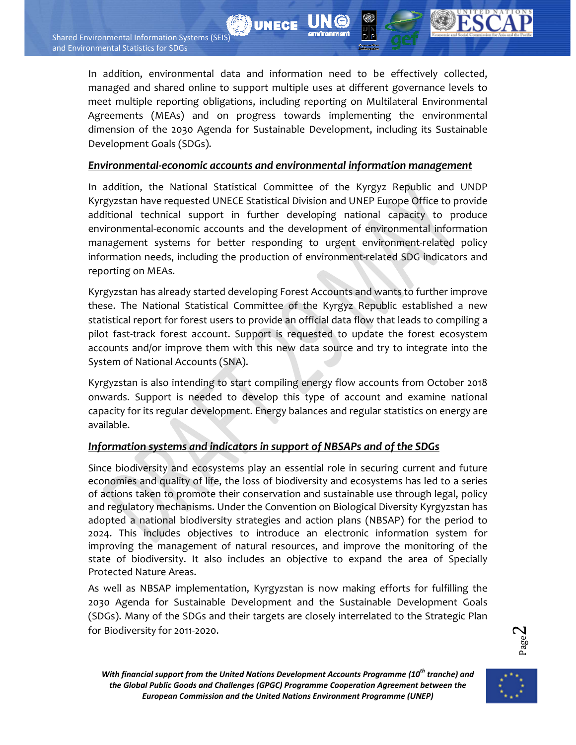In addition, environmental data and information need to be effectively collected, managed and shared online to support multiple uses at different governance levels to meet multiple reporting obligations, including reporting on Multilateral Environmental Agreements (MEAs) and on progress towards implementing the environmental dimension of the 2030 Agenda for Sustainable Development, including its Sustainable Development Goals (SDGs).

***Environmental-economic accounts and environmental information management***

In addition, the National Statistical Committee of the Kyrgyz Republic and UNDP Kyrgyzstan have requested UNECE Statistical Division and UNEP Europe Office to provide additional technical support in further developing national capacity to produce environmental-economic accounts and the development of environmental information management systems for better responding to urgent environment-related policy information needs, including the production of environment-related SDG indicators and reporting on MEAs.

Kyrgyzstan has already started developing Forest Accounts and wants to further improve these. The National Statistical Committee of the Kyrgyz Republic established a new statistical report for forest users to provide an official data flow that leads to compiling a pilot fast-track forest account. Support is requested to update the forest ecosystem accounts and/or improve them with this new data source and try to integrate into the System of National Accounts (SNA).

Kyrgyzstan is also intending to start compiling energy flow accounts from October 2018 onwards. Support is needed to develop this type of account and examine national capacity for its regular development. Energy balances and regular statistics on energy are available.

***Information systems and indicators in support of NBSAPs and of the SDGs***

Since biodiversity and ecosystems play an essential role in securing current and future economies and quality of life, the loss of biodiversity and ecosystems has led to a series of actions taken to promote their conservation and sustainable use through legal, policy and regulatory mechanisms. Under the Convention on Biological Diversity Kyrgyzstan has adopted a national biodiversity strategies and action plans (NBSAP) for the period to 2024. This includes objectives to introduce an electronic information system for improving the management of natural resources, and improve the monitoring of the state of biodiversity. It also includes an objective to expand the area of Specially Protected Nature Areas.

As well as NBSAP implementation, Kyrgyzstan is now making efforts for fulfilling the 2030 Agenda for Sustainable Development and the Sustainable Development Goals (SDGs). Many of the SDGs and their targets are closely interrelated to the Strategic Plan for Biodiversity for 2011-2020.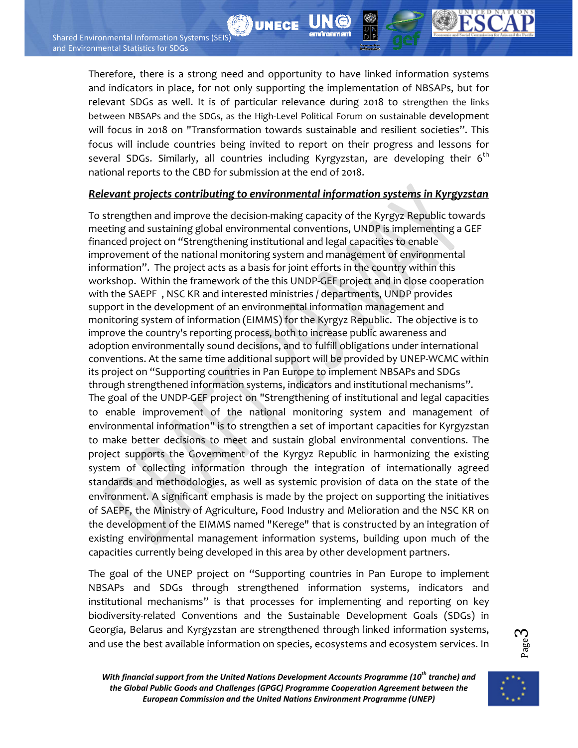Therefore, there is a strong need and opportunity to have linked information systems and indicators in place, for not only supporting the implementation of NBSAPs, but for relevant SDGs as well. It is of particular relevance during 2018 to strengthen the links between NBSAPs and the SDGs, as the High-Level Political Forum on sustainable development will focus in 2018 on "Transformation towards sustainable and resilient societies". This focus will include countries being invited to report on their progress and lessons for several SDGs. Similarly, all countries including Kyrgyzstan, are developing their 6th national reports to the CBD for submission at the end of 2018.

***Relevant projects contributing to environmental information systems in Kyrgyzstan***

To strengthen and improve the decision-making capacity of the Kyrgyz Republic towards meeting and sustaining global environmental conventions, UNDP is implementing a GEF financed project on "Strengthening institutional and legal capacities to enable improvement of the national monitoring system and management of environmental information". The project acts as a basis for joint efforts in the country within this workshop. Within the framework of the this UNDP-GEF project and in close cooperation with the SAEPF , NSC KR and interested ministries / departments, UNDP provides support in the development of an environmental information management and monitoring system of information (EIMMS) for the Kyrgyz Republic. The objective is to improve the country's reporting process, both to increase public awareness and adoption environmentally sound decisions, and to fulfill obligations under international conventions. At the same time additional support will be provided by UNEP-WCMC within its project on "Supporting countries in Pan Europe to implement NBSAPs and SDGs through strengthened information systems, indicators and institutional mechanisms". The goal of the UNDP-GEF project on "Strengthening of institutional and legal capacities to enable improvement of the national monitoring system and management of environmental information" is to strengthen a set of important capacities for Kyrgyzstan to make better decisions to meet and sustain global environmental conventions. The project supports the Government of the Kyrgyz Republic in harmonizing the existing system of collecting information through the integration of internationally agreed standards and methodologies, as well as systemic provision of data on the state of the environment. A significant emphasis is made by the project on supporting the initiatives of SAEPF, the Ministry of Agriculture, Food Industry and Melioration and the NSC KR on the development of the EIMMS named "Kerege" that is constructed by an integration of existing environmental management information systems, building upon much of the capacities currently being developed in this area by other development partners.

The goal of the UNEP project on "Supporting countries in Pan Europe to implement NBSAPs and SDGs through strengthened information systems, indicators and institutional mechanisms" is that processes for implementing and reporting on key biodiversity-related Conventions and the Sustainable Development Goals (SDGs) in Georgia, Belarus and Kyrgyzstan are strengthened through linked information systems, and use the best available information on species, ecosystems and ecosystem services. In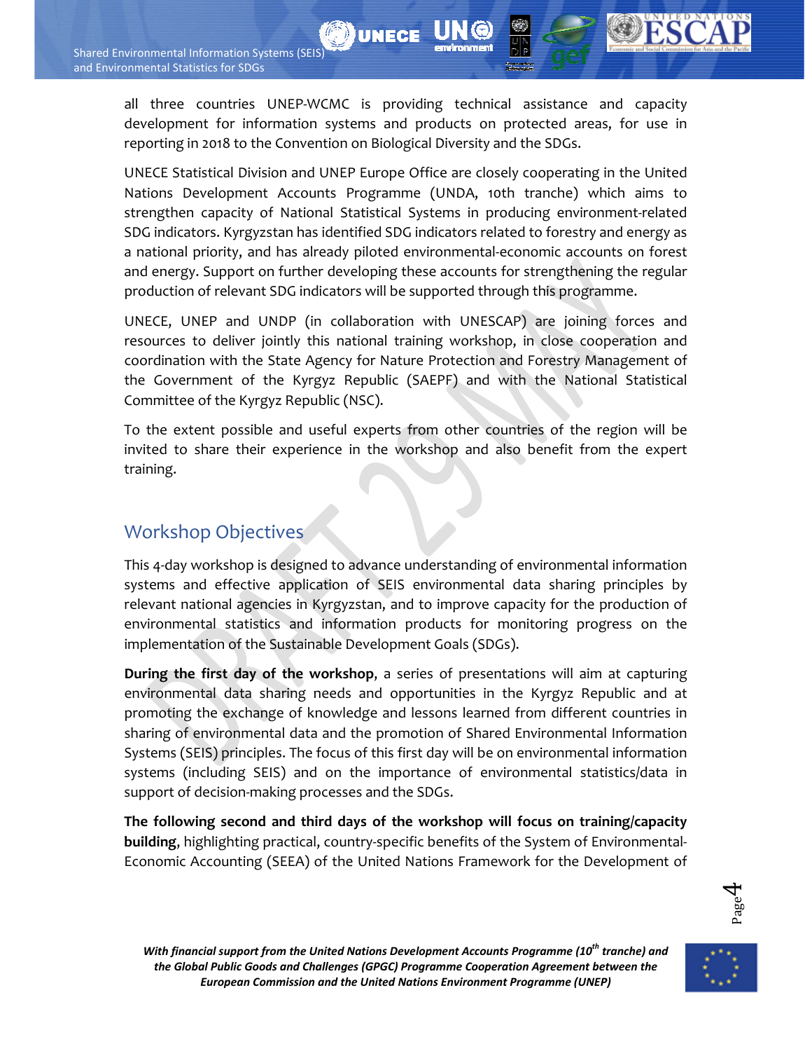all three countries UNEP-WCMC is providing technical assistance and capacity development for information systems and products on protected areas, for use in reporting in 2018 to the Convention on Biological Diversity and the SDGs.

UNECE Statistical Division and UNEP Europe Office are closely cooperating in the United Nations Development Accounts Programme (UNDA, 10th tranche) which aims to strengthen capacity of National Statistical Systems in producing environment-related SDG indicators. Kyrgyzstan has identified SDG indicators related to forestry and energy as a national priority, and has already piloted environmental-economic accounts on forest and energy. Support on further developing these accounts for strengthening the regular production of relevant SDG indicators will be supported through this programme.

UNECE, UNEP and UNDP (in collaboration with UNESCAP) are joining forces and resources to deliver jointly this national training workshop, in close cooperation and coordination with the State Agency for Nature Protection and Forestry Management of the Government of the Kyrgyz Republic (SAEPF) and with the National Statistical Committee of the Kyrgyz Republic (NSC).

To the extent possible and useful experts from other countries of the region will be invited to share their experience in the workshop and also benefit from the expert training.

## Workshop Objectives

This 4-day workshop is designed to advance understanding of environmental information systems and effective application of SEIS environmental data sharing principles by relevant national agencies in Kyrgyzstan, and to improve capacity for the production of environmental statistics and information products for monitoring progress on the implementation of the Sustainable Development Goals (SDGs).

**During the first day of the workshop**, a series of presentations will aim at capturing environmental data sharing needs and opportunities in the Kyrgyz Republic and at promoting the exchange of knowledge and lessons learned from different countries in sharing of environmental data and the promotion of Shared Environmental Information Systems (SEIS) principles. The focus of this first day will be on environmental information systems (including SEIS) and on the importance of environmental statistics/data in support of decision-making processes and the SDGs.

**The following second and third days of the workshop will focus on training/capacity building**, highlighting practical, country-specific benefits of the System of Environmental-Economic Accounting (SEEA) of the United Nations Framework for the Development of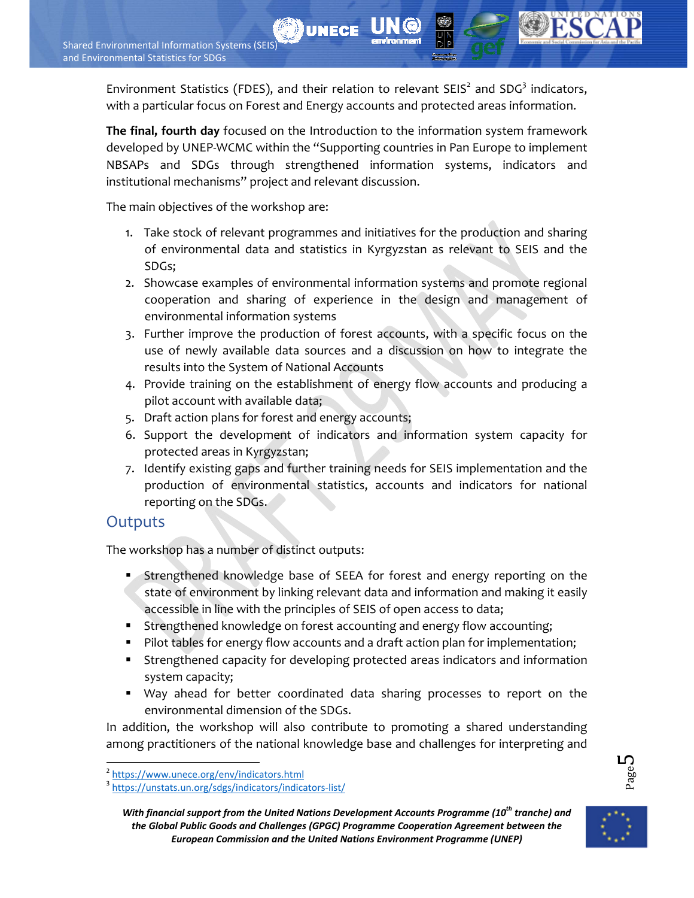Environment Statistics (FDES), and their relation to relevant SEIS[2] and SDG[3] indicators, with a particular focus on Forest and Energy accounts and protected areas information.

**The final, fourth day** focused on the Introduction to the information system framework developed by UNEP-WCMC within the "Supporting countries in Pan Europe to implement NBSAPs and SDGs through strengthened information systems, indicators and institutional mechanisms" project and relevant discussion.

The main objectives of the workshop are:

1. Take stock of relevant programmes and initiatives for the production and sharing of environmental data and statistics in Kyrgyzstan as relevant to SEIS and the SDGs;
2. Showcase examples of environmental information systems and promote regional cooperation and sharing of experience in the design and management of environmental information systems
3. Further improve the production of forest accounts, with a specific focus on the use of newly available data sources and a discussion on how to integrate the results into the System of National Accounts
4. Provide training on the establishment of energy flow accounts and producing a pilot account with available data;
5. Draft action plans for forest and energy accounts;
6. Support the development of indicators and information system capacity for protected areas in Kyrgyzstan;
7. Identify existing gaps and further training needs for SEIS implementation and the production of environmental statistics, accounts and indicators for national reporting on the SDGs.

## Outputs

The workshop has a number of distinct outputs:

- Strengthened knowledge base of SEEA for forest and energy reporting on the state of environment by linking relevant data and information and making it easily accessible in line with the principles of SEIS of open access to data;
- Strengthened knowledge on forest accounting and energy flow accounting;
- Pilot tables for energy flow accounts and a draft action plan for implementation;
- Strengthened capacity for developing protected areas indicators and information system capacity;
- Way ahead for better coordinated data sharing processes to report on the environmental dimension of the SDGs.

In addition, the workshop will also contribute to promoting a shared understanding among practitioners of the national knowledge base and challenges for interpreting and

[2] https://www.unece.org/env/indicators.html
[3] https://unstats.un.org/sdgs/indicators/indicators-list/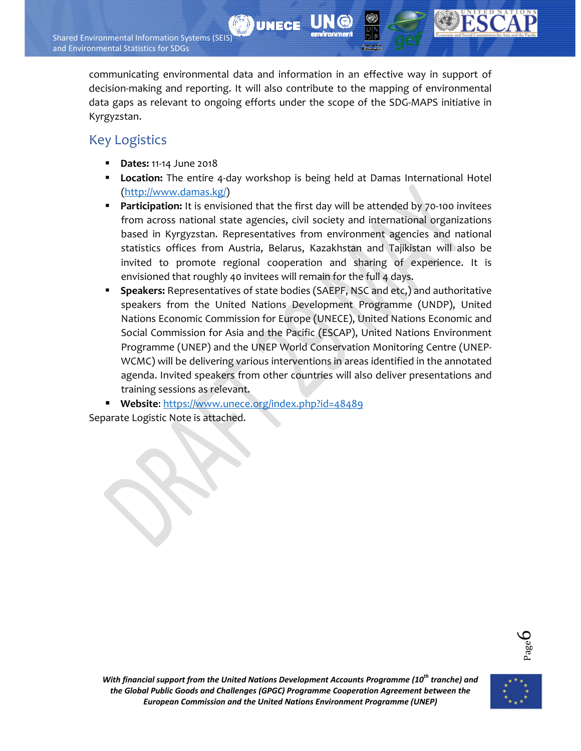communicating environmental data and information in an effective way in support of decision-making and reporting. It will also contribute to the mapping of environmental data gaps as relevant to ongoing efforts under the scope of the SDG-MAPS initiative in Kyrgyzstan.

## Key Logistics

- **Dates:** 11-14 June 2018
- **Location:** The entire 4-day workshop is being held at Damas International Hotel (http://www.damas.kg/)
- **Participation:** It is envisioned that the first day will be attended by 70-100 invitees from across national state agencies, civil society and international organizations based in Kyrgyzstan. Representatives from environment agencies and national statistics offices from Austria, Belarus, Kazakhstan and Tajikistan will also be invited to promote regional cooperation and sharing of experience. It is envisioned that roughly 40 invitees will remain for the full 4 days.
- **Speakers:** Representatives of state bodies (SAEPF, NSC and etc,) and authoritative speakers from the United Nations Development Programme (UNDP), United Nations Economic Commission for Europe (UNECE), United Nations Economic and Social Commission for Asia and the Pacific (ESCAP), United Nations Environment Programme (UNEP) and the UNEP World Conservation Monitoring Centre (UNEP-WCMC) will be delivering various interventions in areas identified in the annotated agenda. Invited speakers from other countries will also deliver presentations and training sessions as relevant.
- **Website**: https://www.unece.org/index.php?id=48489

Separate Logistic Note is attached.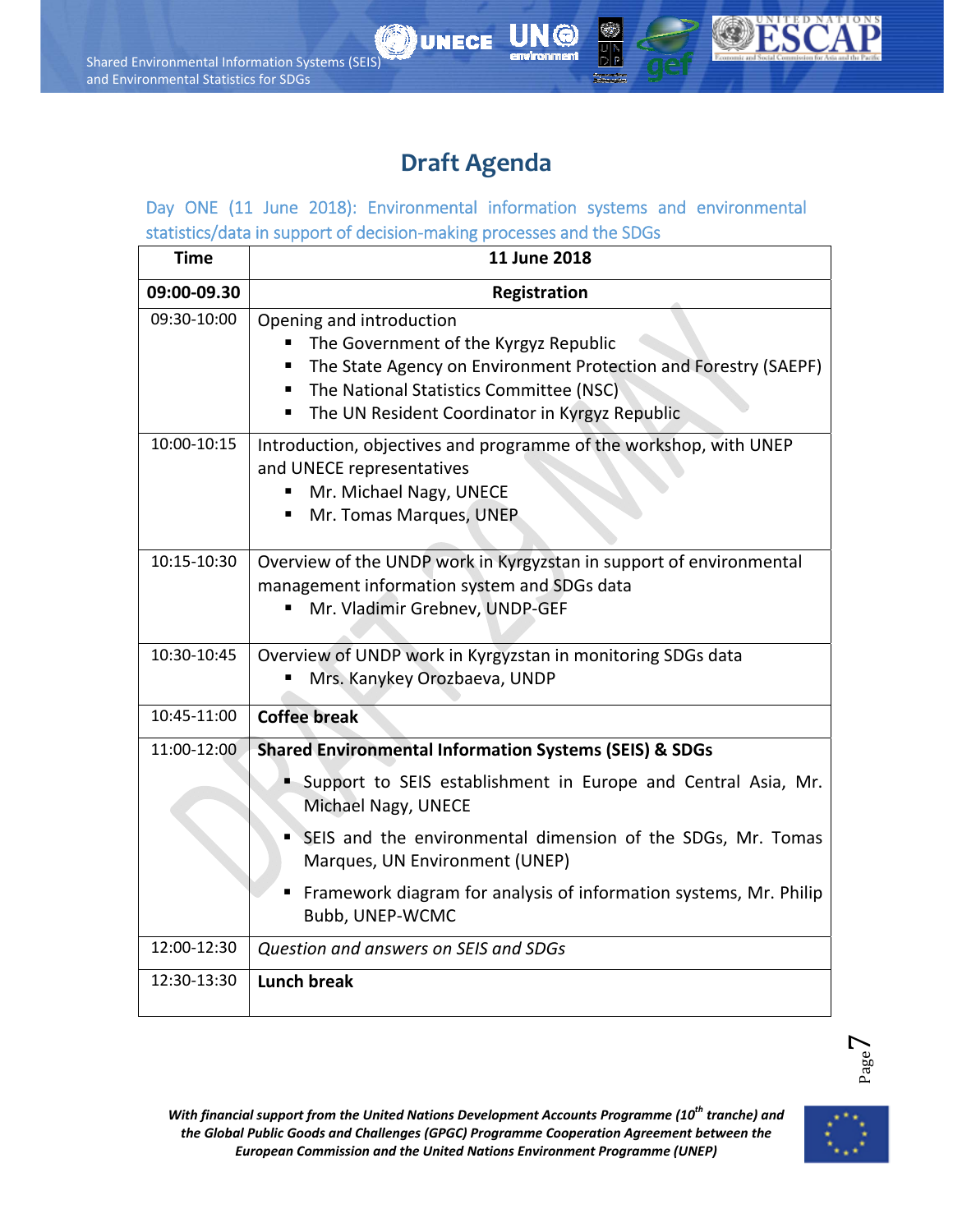# Draft Agenda

Day ONE (11 June 2018): Environmental information systems and environmental statistics/data in support of decision-making processes and the SDGs

| Time | 11 June 2018 |
|---|---|
| **09:00-09.30** | **Registration** |
| 09:30-10:00 | Opening and introduction<br>▪ The Government of the Kyrgyz Republic<br>▪ The State Agency on Environment Protection and Forestry (SAEPF)<br>▪ The National Statistics Committee (NSC)<br>▪ The UN Resident Coordinator in Kyrgyz Republic |
| 10:00-10:15 | Introduction, objectives and programme of the workshop, with UNEP and UNECE representatives<br>▪ Mr. Michael Nagy, UNECE<br>▪ Mr. Tomas Marques, UNEP |
| 10:15-10:30 | Overview of the UNDP work in Kyrgyzstan in support of environmental management information system and SDGs data<br>▪ Mr. Vladimir Grebnev, UNDP-GEF |
| 10:30-10:45 | Overview of UNDP work in Kyrgyzstan in monitoring SDGs data<br>▪ Mrs. Kanykey Orozbaeva, UNDP |
| 10:45-11:00 | **Coffee break** |
| 11:00-12:00 | **Shared Environmental Information Systems (SEIS) & SDGs**<br>▪ Support to SEIS establishment in Europe and Central Asia, Mr. Michael Nagy, UNECE<br>▪ SEIS and the environmental dimension of the SDGs, Mr. Tomas Marques, UN Environment (UNEP)<br>▪ Framework diagram for analysis of information systems, Mr. Philip Bubb, UNEP-WCMC |
| 12:00-12:30 | *Question and answers on SEIS and SDGs* |
| 12:30-13:30 | **Lunch break** |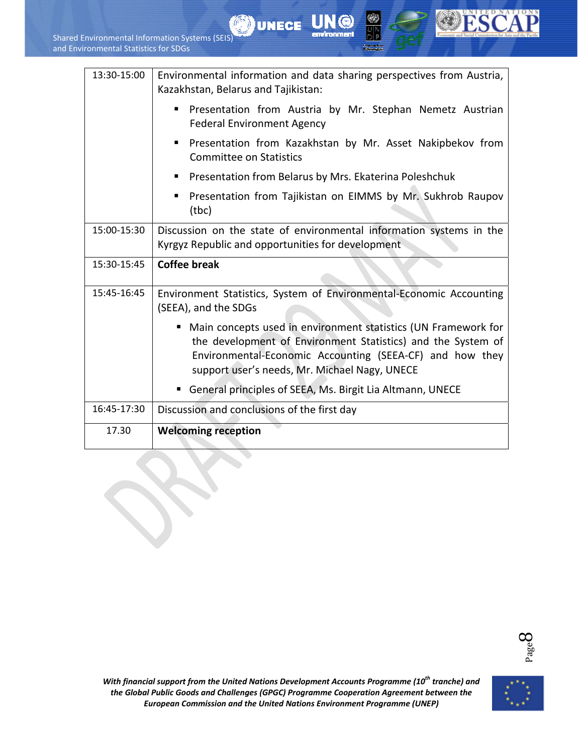| | |
|---|---|
| 13:30-15:00 | Environmental information and data sharing perspectives from Austria, Kazakhstan, Belarus and Tajikistan:<br>▪ Presentation from Austria by Mr. Stephan Nemetz Austrian Federal Environment Agency<br>▪ Presentation from Kazakhstan by Mr. Asset Nakipbekov from Committee on Statistics<br>▪ Presentation from Belarus by Mrs. Ekaterina Poleshchuk<br>▪ Presentation from Tajikistan on EIMMS by Mr. Sukhrob Raupov (tbc) |
| 15:00-15:30 | Discussion on the state of environmental information systems in the Kyrgyz Republic and opportunities for development |
| 15:30-15:45 | **Coffee break** |
| 15:45-16:45 | Environment Statistics, System of Environmental-Economic Accounting (SEEA), and the SDGs<br>▪ Main concepts used in environment statistics (UN Framework for the development of Environment Statistics) and the System of Environmental-Economic Accounting (SEEA-CF) and how they support user's needs, Mr. Michael Nagy, UNECE<br>▪ General principles of SEEA, Ms. Birgit Lia Altmann, UNECE |
| 16:45-17:30 | Discussion and conclusions of the first day |
| 17.30 | **Welcoming reception** |

*With financial support from the United Nations Development Accounts Programme (10th tranche) and the Global Public Goods and Challenges (GPGC) Programme Cooperation Agreement between the European Commission and the United Nations Environment Programme (UNEP)*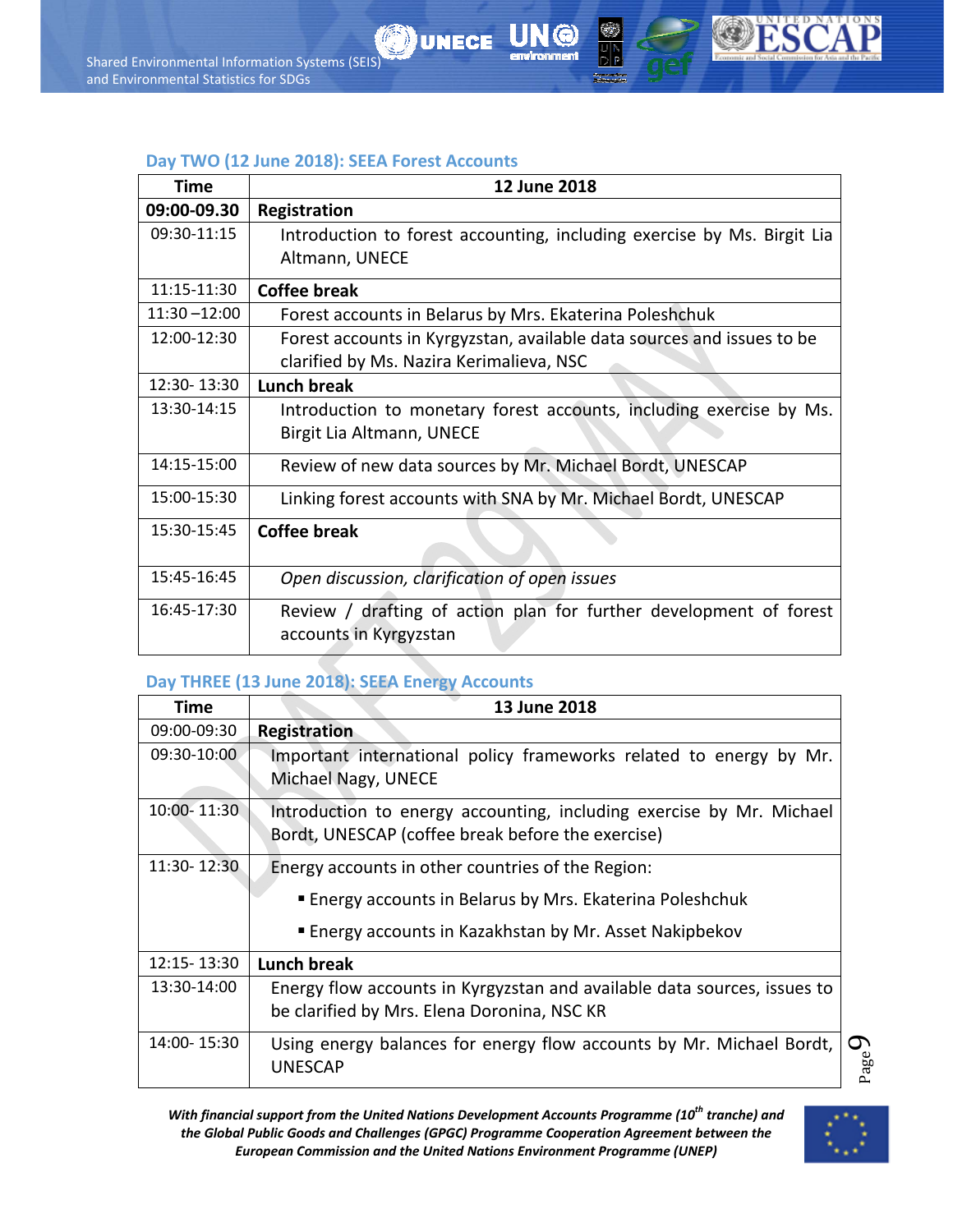### Day TWO (12 June 2018): SEEA Forest Accounts

| Time | 12 June 2018 |
|---|---|
| **09:00-09.30** | **Registration** |
| 09:30-11:15 | Introduction to forest accounting, including exercise by Ms. Birgit Lia Altmann, UNECE |
| 11:15-11:30 | **Coffee break** |
| 11:30 –12:00 | Forest accounts in Belarus by Mrs. Ekaterina Poleshchuk |
| 12:00-12:30 | Forest accounts in Kyrgyzstan, available data sources and issues to be clarified by Ms. Nazira Kerimalieva, NSC |
| 12:30- 13:30 | **Lunch break** |
| 13:30-14:15 | Introduction to monetary forest accounts, including exercise by Ms. Birgit Lia Altmann, UNECE |
| 14:15-15:00 | Review of new data sources by Mr. Michael Bordt, UNESCAP |
| 15:00-15:30 | Linking forest accounts with SNA by Mr. Michael Bordt, UNESCAP |
| 15:30-15:45 | **Coffee break** |
| 15:45-16:45 | *Open discussion, clarification of open issues* |
| 16:45-17:30 | Review / drafting of action plan for further development of forest accounts in Kyrgyzstan |

### Day THREE (13 June 2018): SEEA Energy Accounts

| Time | 13 June 2018 |
|---|---|
| 09:00-09:30 | **Registration** |
| 09:30-10:00 | Important international policy frameworks related to energy by Mr. Michael Nagy, UNECE |
| 10:00- 11:30 | Introduction to energy accounting, including exercise by Mr. Michael Bordt, UNESCAP (coffee break before the exercise) |
| 11:30- 12:30 | Energy accounts in other countries of the Region:<br>▪ Energy accounts in Belarus by Mrs. Ekaterina Poleshchuk<br>▪ Energy accounts in Kazakhstan by Mr. Asset Nakipbekov |
| 12:15- 13:30 | **Lunch break** |
| 13:30-14:00 | Energy flow accounts in Kyrgyzstan and available data sources, issues to be clarified by Mrs. Elena Doronina, NSC KR |
| 14:00- 15:30 | Using energy balances for energy flow accounts by Mr. Michael Bordt, UNESCAP |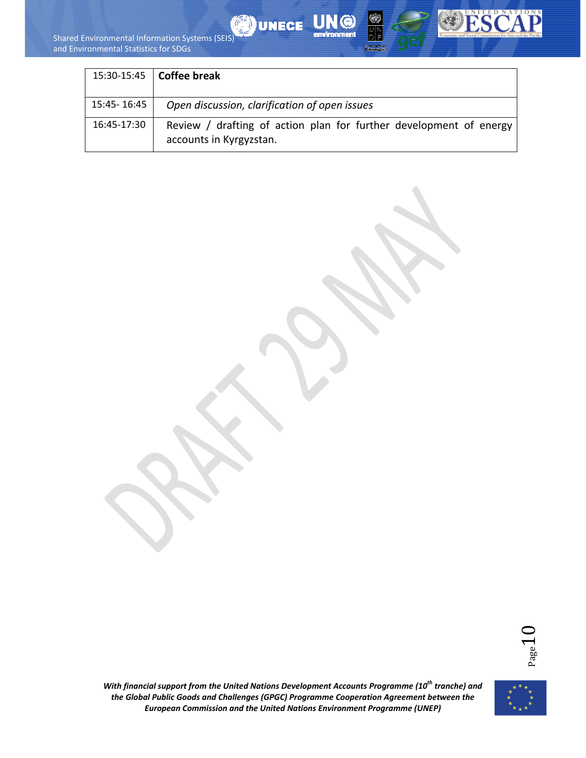| 15:30-15:45 | **Coffee break** |
|---|---|
| 15:45- 16:45 | *Open discussion, clarification of open issues* |
| 16:45-17:30 | Review / drafting of action plan for further development of energy accounts in Kyrgyzstan. |

*With financial support from the United Nations Development Accounts Programme (10th tranche) and the Global Public Goods and Challenges (GPGC) Programme Cooperation Agreement between the European Commission and the United Nations Environment Programme (UNEP)*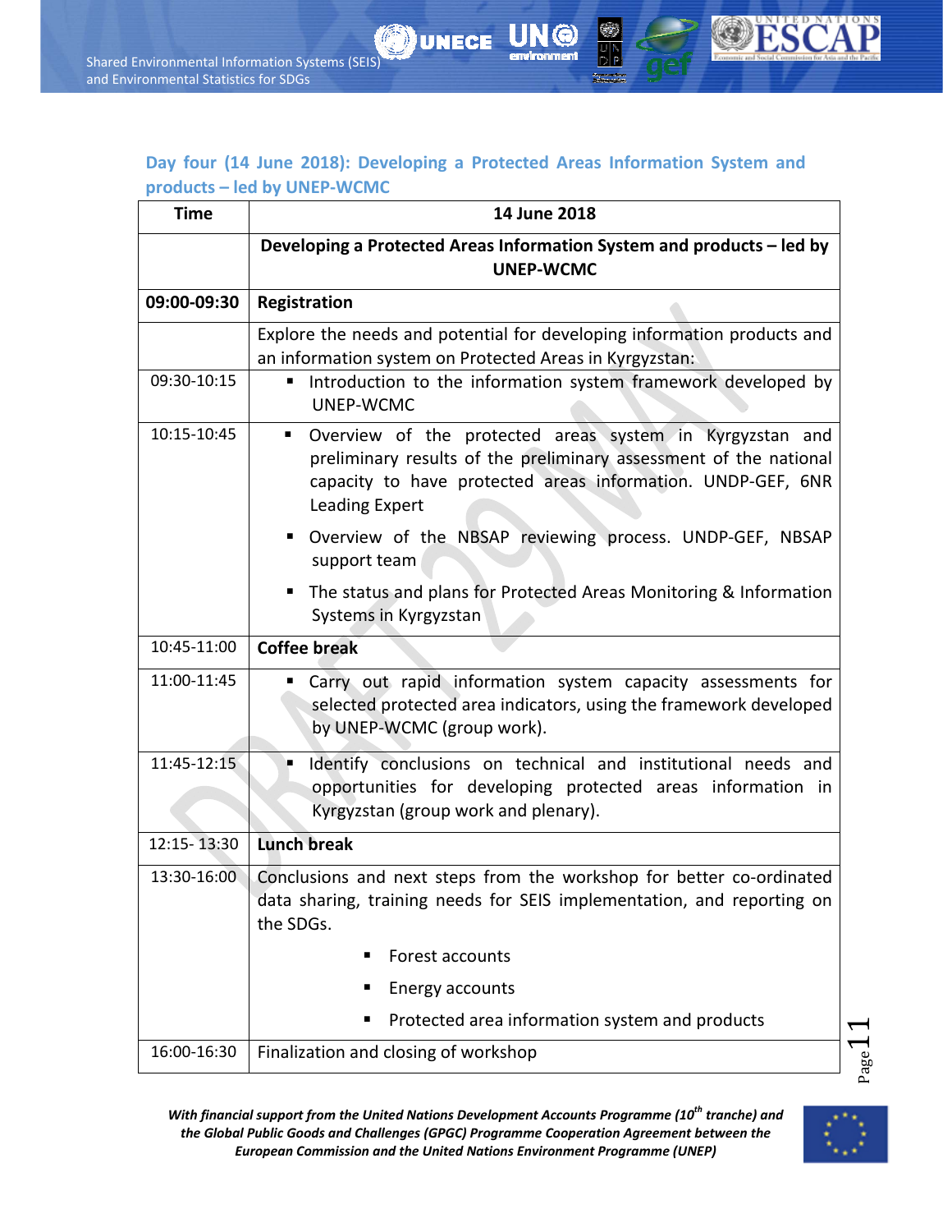### Day four (14 June 2018): Developing a Protected Areas Information System and products – led by UNEP-WCMC

| Time | 14 June 2018 |
|---|---|
| | **Developing a Protected Areas Information System and products – led by UNEP-WCMC** |
| **09:00-09:30** | **Registration** |
| | Explore the needs and potential for developing information products and an information system on Protected Areas in Kyrgyzstan: |
| 09:30-10:15 | ▪ Introduction to the information system framework developed by UNEP-WCMC |
| 10:15-10:45 | ▪ Overview of the protected areas system in Kyrgyzstan and preliminary results of the preliminary assessment of the national capacity to have protected areas information. UNDP-GEF, 6NR Leading Expert<br>▪ Overview of the NBSAP reviewing process. UNDP-GEF, NBSAP support team<br>▪ The status and plans for Protected Areas Monitoring & Information Systems in Kyrgyzstan |
| 10:45-11:00 | **Coffee break** |
| 11:00-11:45 | ▪ Carry out rapid information system capacity assessments for selected protected area indicators, using the framework developed by UNEP-WCMC (group work). |
| 11:45-12:15 | ▪ Identify conclusions on technical and institutional needs and opportunities for developing protected areas information in Kyrgyzstan (group work and plenary). |
| 12:15- 13:30 | **Lunch break** |
| 13:30-16:00 | Conclusions and next steps from the workshop for better co-ordinated data sharing, training needs for SEIS implementation, and reporting on the SDGs.<br>▪ Forest accounts<br>▪ Energy accounts<br>▪ Protected area information system and products |
| 16:00-16:30 | Finalization and closing of workshop |

***With financial support from the United Nations Development Accounts Programme (10th tranche) and the Global Public Goods and Challenges (GPGC) Programme Cooperation Agreement between the European Commission and the United Nations Environment Programme (UNEP)***